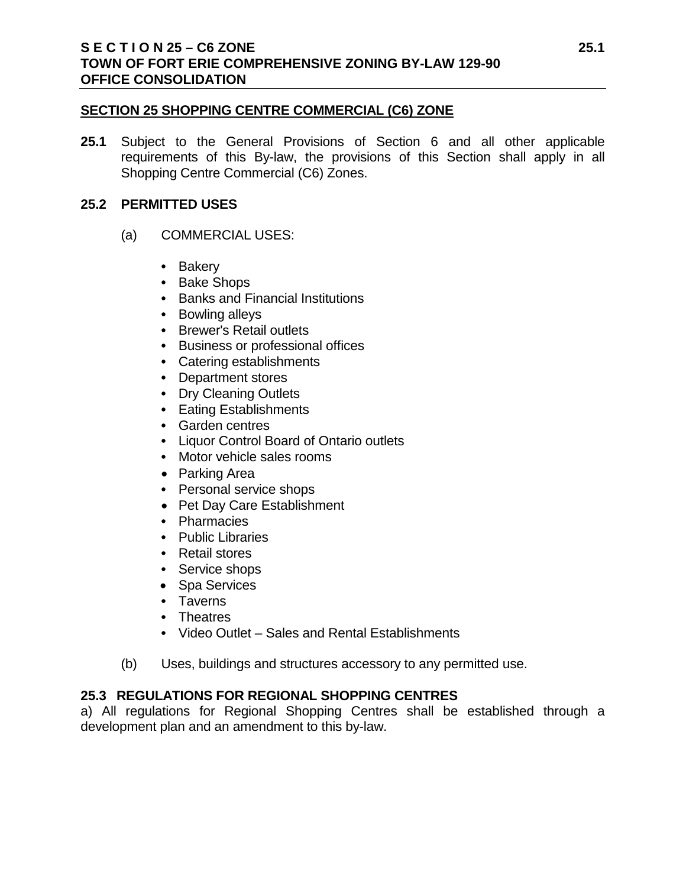## SECTION 25 SHOPPING CENTRE COMMERCIAL (C6) ZONE

**25.1** Subject to the General Provisions of Section 6 and all other applicable requirements of this By-law, the provisions of this Section shall apply in all Shopping Centre Commercial (C6) Zones.

### 25.2 PERMITTED USES

(a) COMMERCIAL USES:

- Bakery
- Bake Shops
- Banks and Financial Institutions
- Bowling alleys
- Brewer's Retail outlets
- Business or professional offices
- Catering establishments
- Department stores
- Dry Cleaning Outlets
- Eating Establishments
- Garden centres
- Liquor Control Board of Ontario outlets
- Motor vehicle sales rooms
- Parking Area
- Personal service shops
- Pet Day Care Establishment
- Pharmacies
- Public Libraries
- Retail stores
- Service shops
- Spa Services
- Taverns
- Theatres
- Video Outlet – Sales and Rental Establishments

(b) Uses, buildings and structures accessory to any permitted use.

### 25.3 REGULATIONS FOR REGIONAL SHOPPING CENTRES

a) All regulations for Regional Shopping Centres shall be established through a development plan and an amendment to this by-law.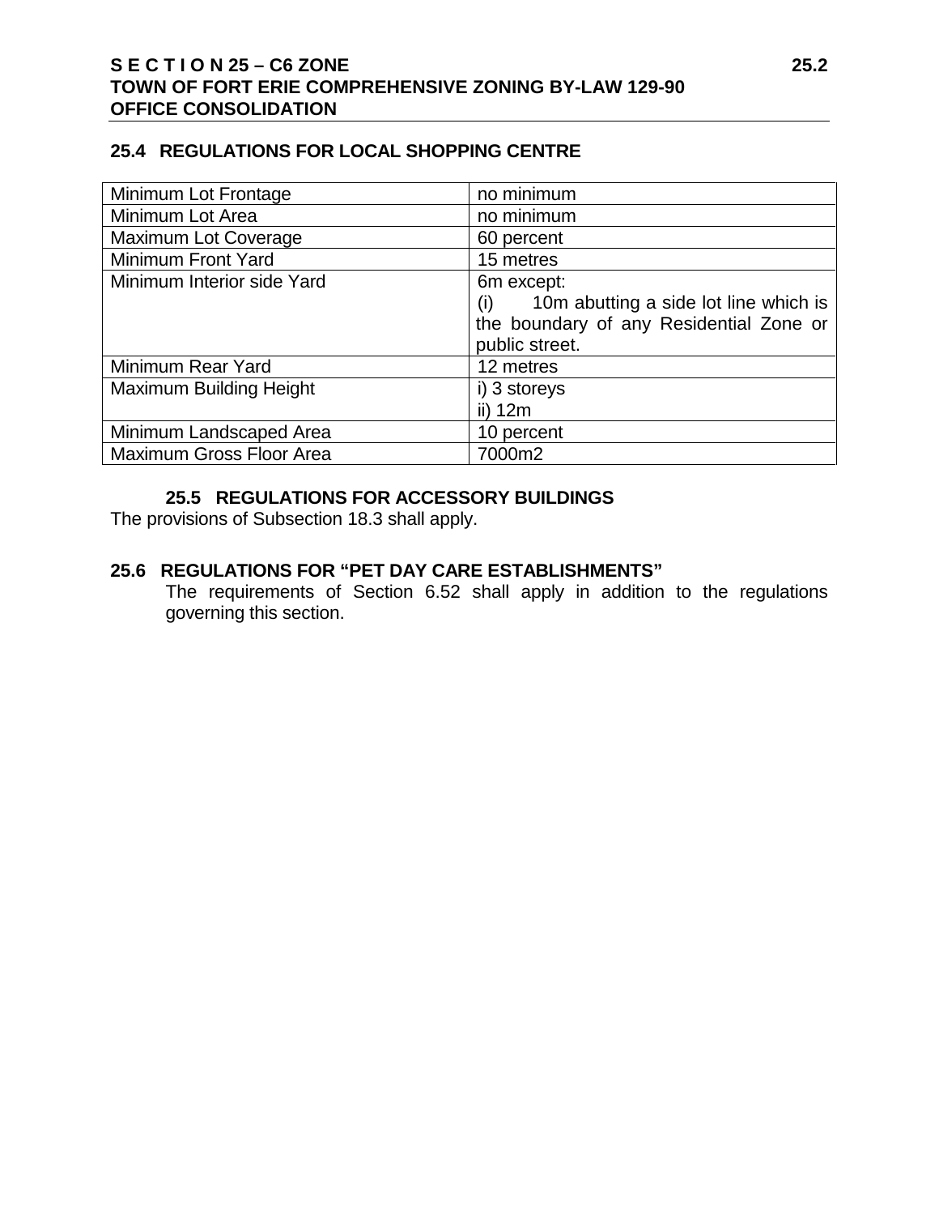## 25.4 REGULATIONS FOR LOCAL SHOPPING CENTRE

| | |
|---|---|
| Minimum Lot Frontage | no minimum |
| Minimum Lot Area | no minimum |
| Maximum Lot Coverage | 60 percent |
| Minimum Front Yard | 15 metres |
| Minimum Interior side Yard | 6m except:<br>(i) 10m abutting a side lot line which is the boundary of any Residential Zone or public street. |
| Minimum Rear Yard | 12 metres |
| Maximum Building Height | i) 3 storeys<br>ii) 12m |
| Minimum Landscaped Area | 10 percent |
| Maximum Gross Floor Area | 7000m2 |

## 25.5 REGULATIONS FOR ACCESSORY BUILDINGS

The provisions of Subsection 18.3 shall apply.

## 25.6 REGULATIONS FOR "PET DAY CARE ESTABLISHMENTS"

The requirements of Section 6.52 shall apply in addition to the regulations governing this section.